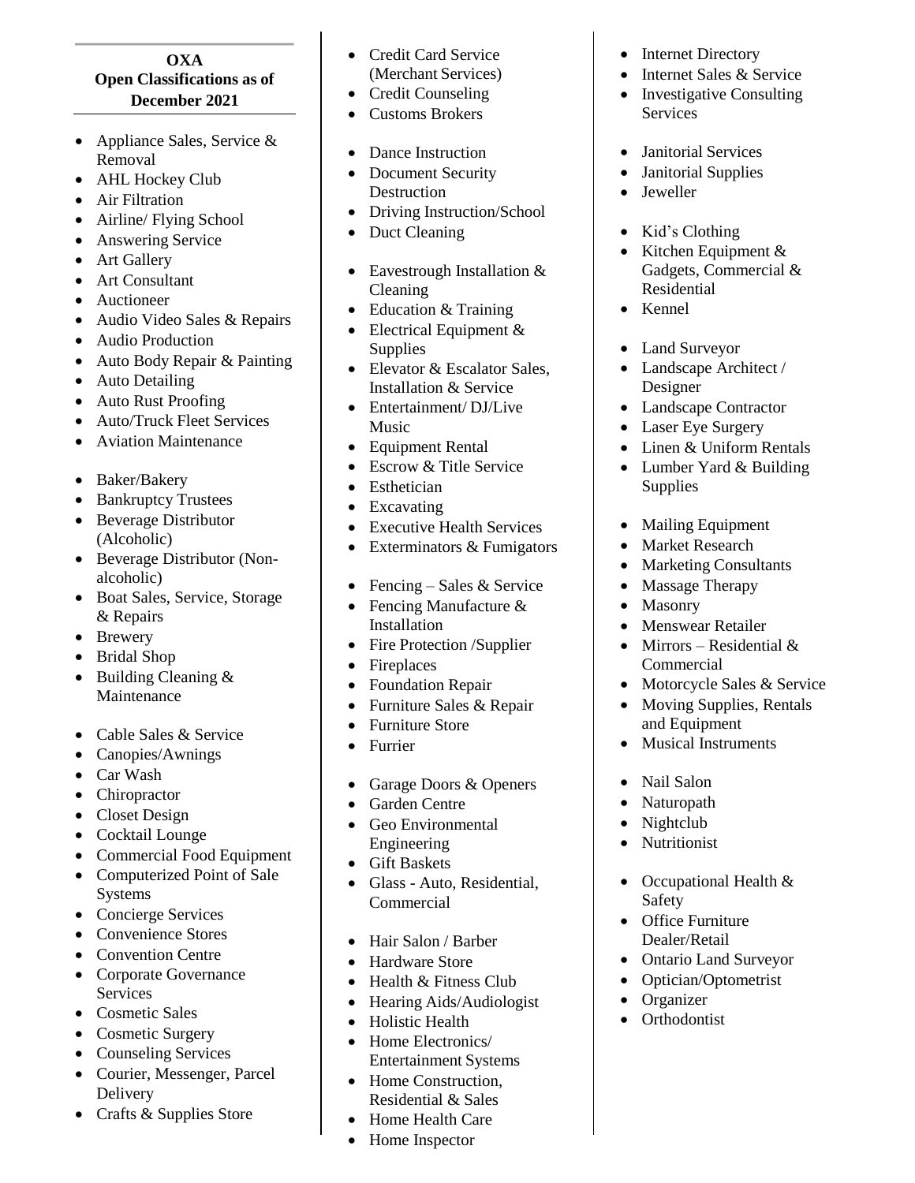**OXA**
**Open Classifications as of December 2021**

- Appliance Sales, Service & Removal
- AHL Hockey Club
- Air Filtration
- Airline/ Flying School
- Answering Service
- Art Gallery
- Art Consultant
- Auctioneer
- Audio Video Sales & Repairs
- Audio Production
- Auto Body Repair & Painting
- Auto Detailing
- Auto Rust Proofing
- Auto/Truck Fleet Services
- Aviation Maintenance

- Baker/Bakery
- Bankruptcy Trustees
- Beverage Distributor (Alcoholic)
- Beverage Distributor (Non-alcoholic)
- Boat Sales, Service, Storage & Repairs
- Brewery
- Bridal Shop
- Building Cleaning & Maintenance

- Cable Sales & Service
- Canopies/Awnings
- Car Wash
- Chiropractor
- Closet Design
- Cocktail Lounge
- Commercial Food Equipment
- Computerized Point of Sale Systems
- Concierge Services
- Convenience Stores
- Convention Centre
- Corporate Governance Services
- Cosmetic Sales
- Cosmetic Surgery
- Counseling Services
- Courier, Messenger, Parcel Delivery
- Crafts & Supplies Store
- Credit Card Service (Merchant Services)
- Credit Counseling
- Customs Brokers

- Dance Instruction
- Document Security Destruction
- Driving Instruction/School
- Duct Cleaning

- Eavestrough Installation & Cleaning
- Education & Training
- Electrical Equipment & Supplies
- Elevator & Escalator Sales, Installation & Service
- Entertainment/ DJ/Live Music
- Equipment Rental
- Escrow & Title Service
- Esthetician
- Excavating
- Executive Health Services
- Exterminators & Fumigators

- Fencing – Sales & Service
- Fencing Manufacture & Installation
- Fire Protection /Supplier
- Fireplaces
- Foundation Repair
- Furniture Sales & Repair
- Furniture Store
- Furrier

- Garage Doors & Openers
- Garden Centre
- Geo Environmental Engineering
- Gift Baskets
- Glass - Auto, Residential, Commercial

- Hair Salon / Barber
- Hardware Store
- Health & Fitness Club
- Hearing Aids/Audiologist
- Holistic Health
- Home Electronics/ Entertainment Systems
- Home Construction, Residential & Sales
- Home Health Care
- Home Inspector
- Internet Directory
- Internet Sales & Service
- Investigative Consulting Services

- Janitorial Services
- Janitorial Supplies
- Jeweller

- Kid's Clothing
- Kitchen Equipment & Gadgets, Commercial & Residential
- Kennel

- Land Surveyor
- Landscape Architect / Designer
- Landscape Contractor
- Laser Eye Surgery
- Linen & Uniform Rentals
- Lumber Yard & Building Supplies

- Mailing Equipment
- Market Research
- Marketing Consultants
- Massage Therapy
- Masonry
- Menswear Retailer
- Mirrors – Residential & Commercial
- Motorcycle Sales & Service
- Moving Supplies, Rentals and Equipment
- Musical Instruments

- Nail Salon
- Naturopath
- Nightclub
- Nutritionist

- Occupational Health & Safety
- Office Furniture Dealer/Retail
- Ontario Land Surveyor
- Optician/Optometrist
- Organizer
- Orthodontist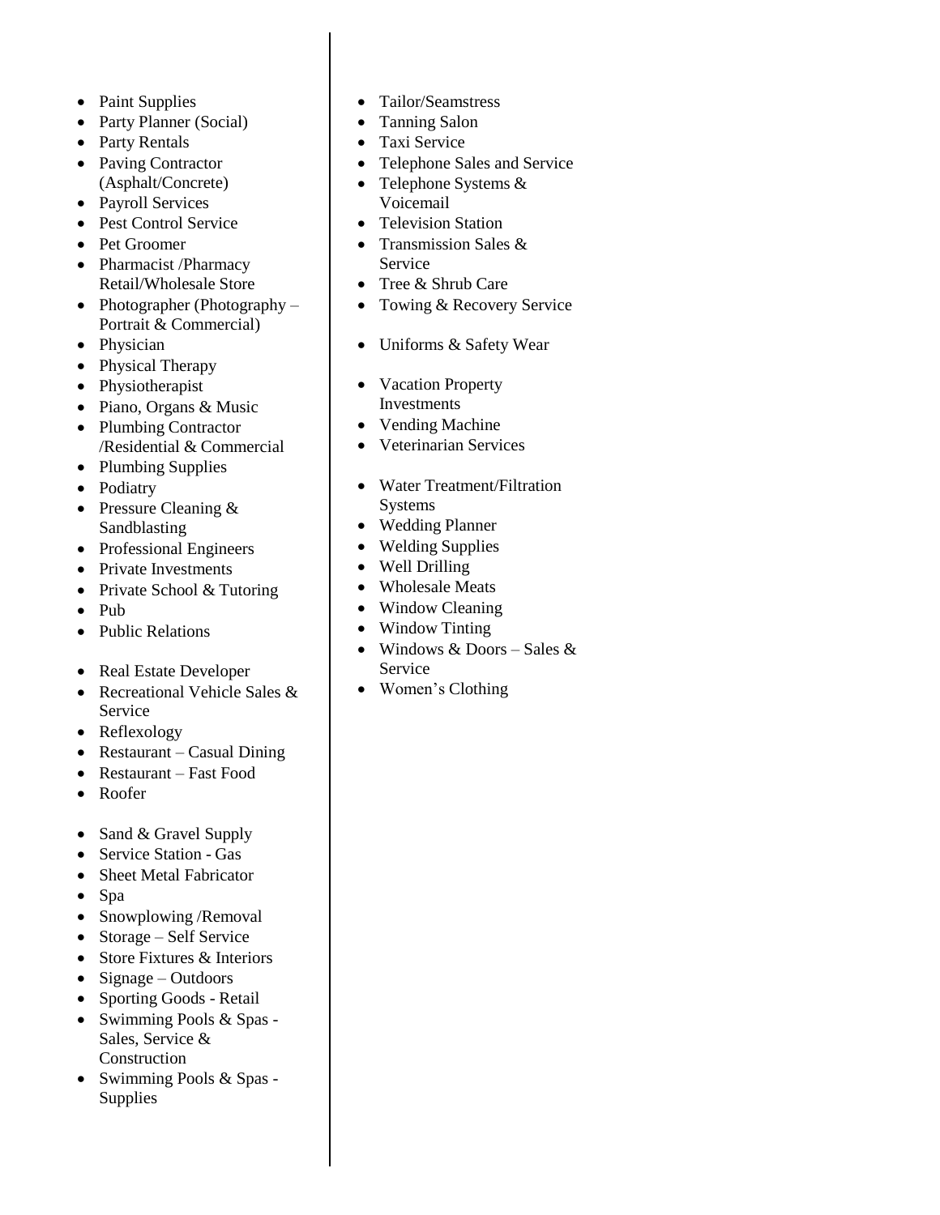- Paint Supplies
- Party Planner (Social)
- Party Rentals
- Paving Contractor (Asphalt/Concrete)
- Payroll Services
- Pest Control Service
- Pet Groomer
- Pharmacist /Pharmacy Retail/Wholesale Store
- Photographer (Photography – Portrait & Commercial)
- Physician
- Physical Therapy
- Physiotherapist
- Piano, Organs & Music
- Plumbing Contractor /Residential & Commercial
- Plumbing Supplies
- Podiatry
- Pressure Cleaning & Sandblasting
- Professional Engineers
- Private Investments
- Private School & Tutoring
- Pub
- Public Relations

- Real Estate Developer
- Recreational Vehicle Sales & Service
- Reflexology
- Restaurant – Casual Dining
- Restaurant – Fast Food
- Roofer

- Sand & Gravel Supply
- Service Station - Gas
- Sheet Metal Fabricator
- Spa
- Snowplowing /Removal
- Storage – Self Service
- Store Fixtures & Interiors
- Signage – Outdoors
- Sporting Goods - Retail
- Swimming Pools & Spas - Sales, Service & Construction
- Swimming Pools & Spas - Supplies

- Tailor/Seamstress
- Tanning Salon
- Taxi Service
- Telephone Sales and Service
- Telephone Systems & Voicemail
- Television Station
- Transmission Sales & Service
- Tree & Shrub Care
- Towing & Recovery Service

- Uniforms & Safety Wear

- Vacation Property Investments
- Vending Machine
- Veterinarian Services

- Water Treatment/Filtration Systems
- Wedding Planner
- Welding Supplies
- Well Drilling
- Wholesale Meats
- Window Cleaning
- Window Tinting
- Windows & Doors – Sales & Service
- Women's Clothing